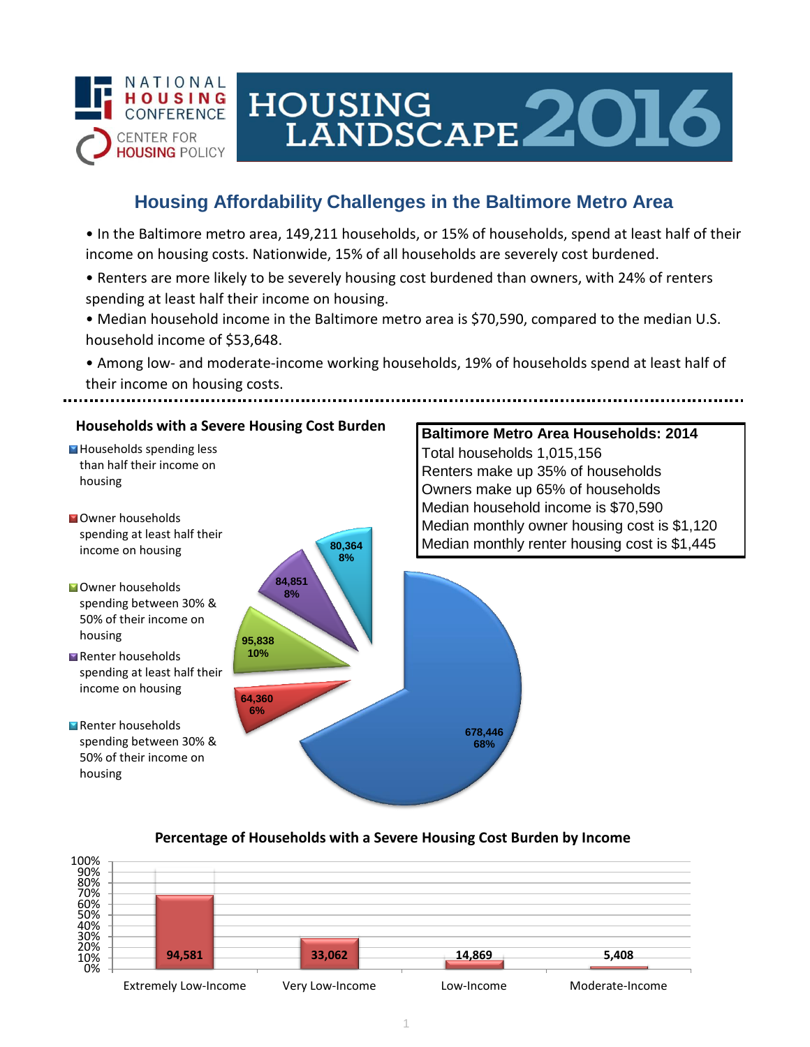NATIONAL HOUSING CONFERENCE
CENTER FOR HOUSING POLICY

# HOUSING LANDSCAPE 2016

## Housing Affordability Challenges in the Baltimore Metro Area

- In the Baltimore metro area, 149,211 households, or 15% of households, spend at least half of their income on housing costs. Nationwide, 15% of all households are severely cost burdened.
- Renters are more likely to be severely housing cost burdened than owners, with 24% of renters spending at least half their income on housing.
- Median household income in the Baltimore metro area is $70,590, compared to the median U.S. household income of $53,648.
- Among low- and moderate-income working households, 19% of households spend at least half of their income on housing costs.

### Households with a Severe Housing Cost Burden

| Category | Households | Percent |
|---|---|---|
| Households spending less than half their income on housing | 678,446 | 68% |
| Owner households spending at least half their income on housing | 64,360 | 6% |
| Owner households spending between 30% & 50% of their income on housing | 95,838 | 10% |
| Renter households spending at least half their income on housing | 84,851 | 8% |
| Renter households spending between 30% & 50% of their income on housing | 80,364 | 8% |

### Baltimore Metro Area Households: 2014

Total households 1,015,156
Renters make up 35% of households
Owners make up 65% of households
Median household income is $70,590
Median monthly owner housing cost is $1,120
Median monthly renter housing cost is $1,445

### Percentage of Households with a Severe Housing Cost Burden by Income

| Income Level | Households |
|---|---|
| Extremely Low-Income | 94,581 |
| Very Low-Income | 33,062 |
| Low-Income | 14,869 |
| Moderate-Income | 5,408 |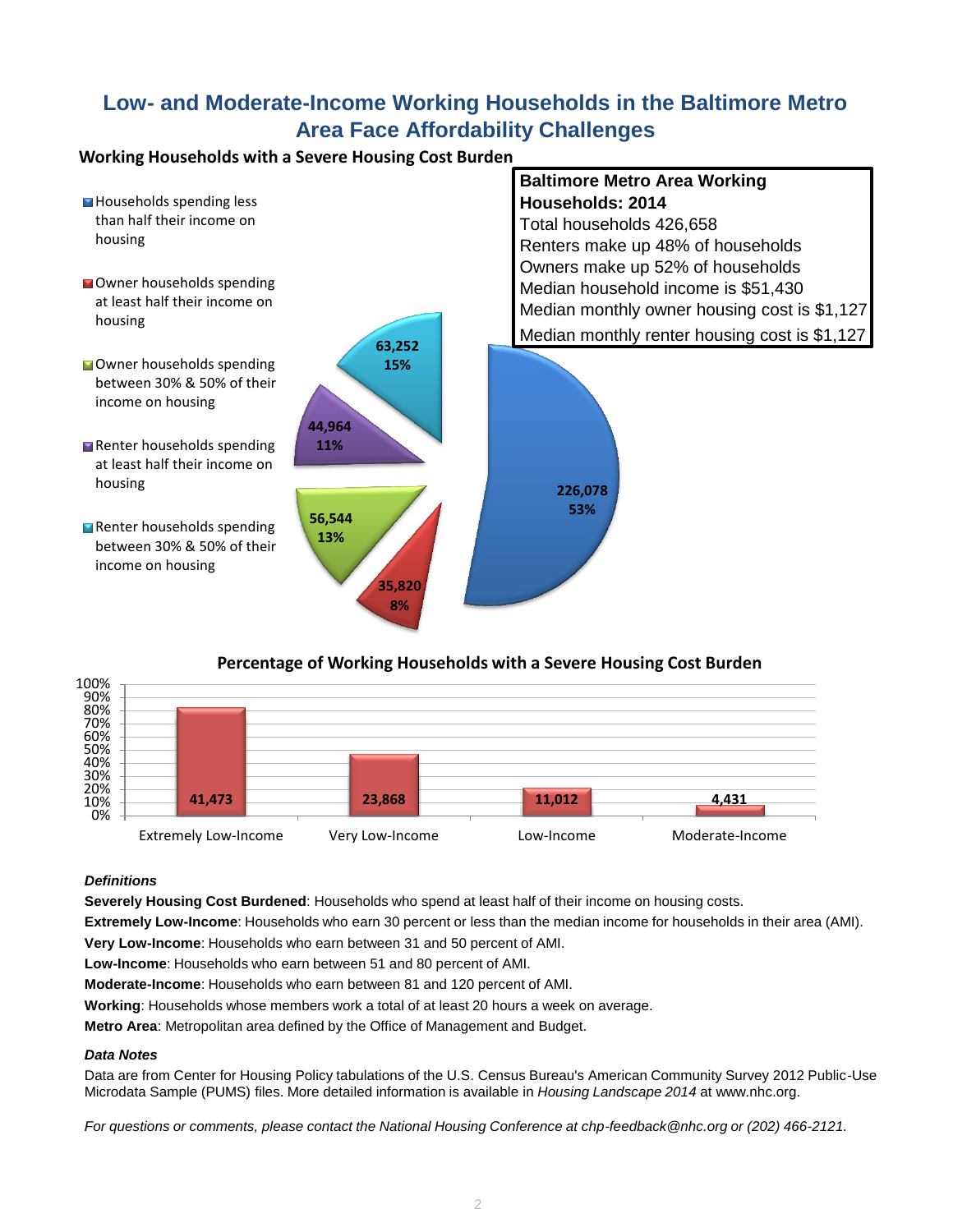# Low- and Moderate-Income Working Households in the Baltimore Metro Area Face Affordability Challenges

### Working Households with a Severe Housing Cost Burden

Households spending less than half their income on housing

Owner households spending at least half their income on housing

Owner households spending between 30% & 50% of their income on housing

Renter households spending at least half their income on housing

Renter households spending between 30% & 50% of their income on housing

63,252
15%

44,964
11%

56,544
13%

35,820
8%

226,078
53%

**Baltimore Metro Area Working Households: 2014**
Total households 426,658
Renters make up 48% of households
Owners make up 52% of households
Median household income is $51,430
Median monthly owner housing cost is $1,127
Median monthly renter housing cost is $1,127

### Percentage of Working Households with a Severe Housing Cost Burden

100%
90%
80%
70%
60%
50%
40%
30%
20%
10%
0%

41,473
23,868
11,012
4,431

Extremely Low-Income
Very Low-Income
Low-Income
Moderate-Income

***Definitions***

**Severely Housing Cost Burdened**: Households who spend at least half of their income on housing costs.

**Extremely Low-Income**: Households who earn 30 percent or less than the median income for households in their area (AMI).

**Very Low-Income**: Households who earn between 31 and 50 percent of AMI.

**Low-Income**: Households who earn between 51 and 80 percent of AMI.

**Moderate-Income**: Households who earn between 81 and 120 percent of AMI.

**Working**: Households whose members work a total of at least 20 hours a week on average.

**Metro Area**: Metropolitan area defined by the Office of Management and Budget.

***Data Notes***

Data are from Center for Housing Policy tabulations of the U.S. Census Bureau's American Community Survey 2012 Public-Use Microdata Sample (PUMS) files. More detailed information is available in *Housing Landscape 2014* at www.nhc.org.

*For questions or comments, please contact the National Housing Conference at chp-feedback@nhc.org or (202) 466-2121.*